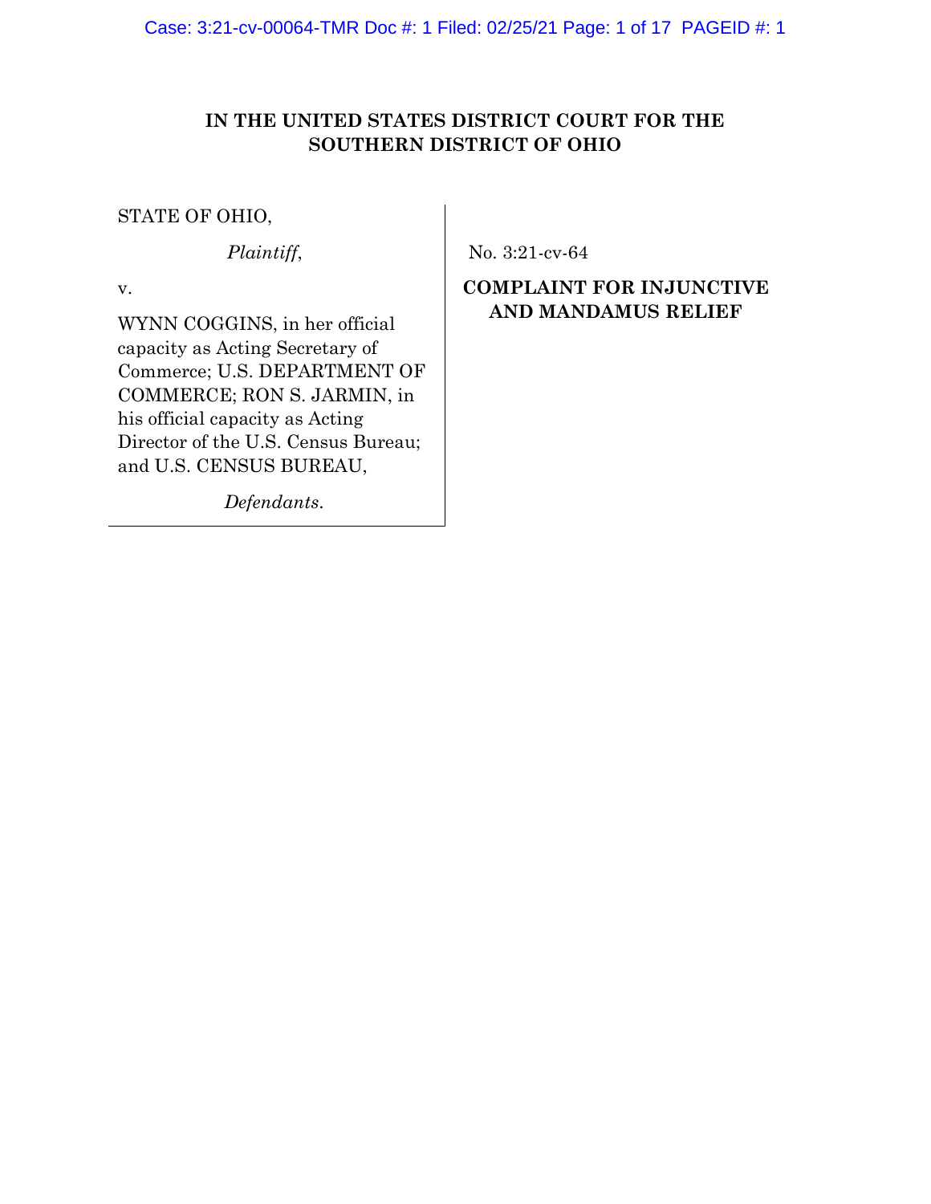**IN THE UNITED STATES DISTRICT COURT FOR THE SOUTHERN DISTRICT OF OHIO**

STATE OF OHIO,

*Plaintiff*,

v.

WYNN COGGINS, in her official capacity as Acting Secretary of Commerce; U.S. DEPARTMENT OF COMMERCE; RON S. JARMIN, in his official capacity as Acting Director of the U.S. Census Bureau; and U.S. CENSUS BUREAU,

*Defendants*.

No. 3:21-cv-64

**COMPLAINT FOR INJUNCTIVE AND MANDAMUS RELIEF**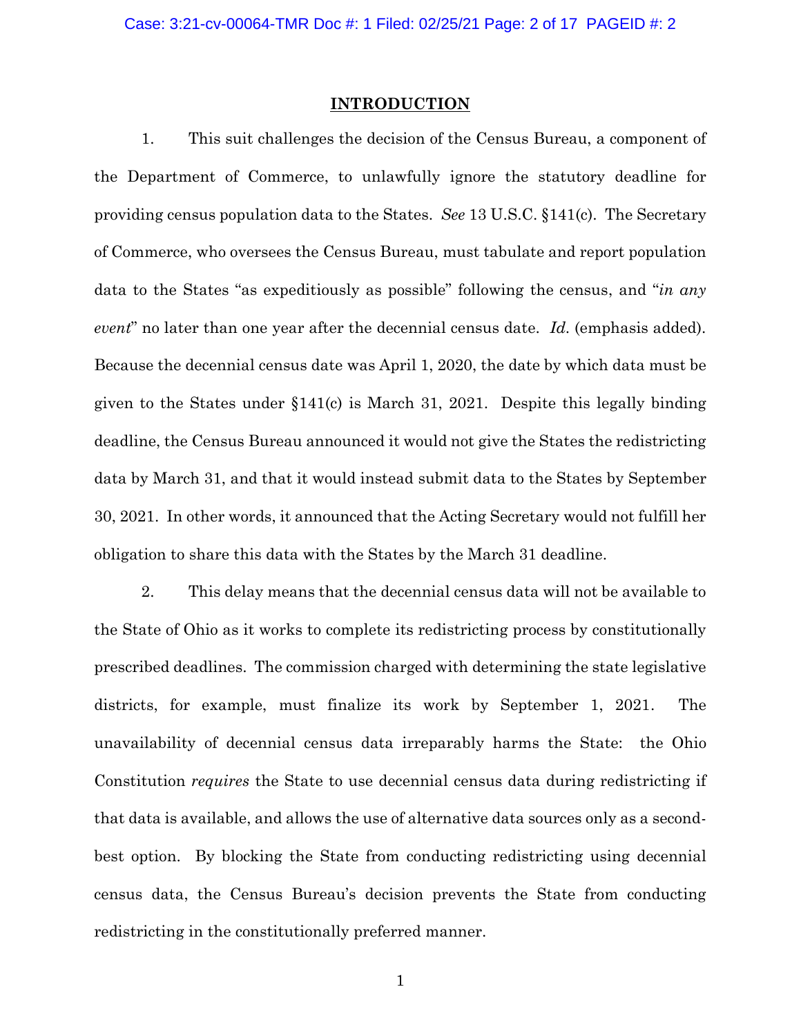## INTRODUCTION

1. This suit challenges the decision of the Census Bureau, a component of the Department of Commerce, to unlawfully ignore the statutory deadline for providing census population data to the States. *See* 13 U.S.C. §141(c). The Secretary of Commerce, who oversees the Census Bureau, must tabulate and report population data to the States "as expeditiously as possible" following the census, and "*in any event*" no later than one year after the decennial census date. *Id.* (emphasis added). Because the decennial census date was April 1, 2020, the date by which data must be given to the States under §141(c) is March 31, 2021. Despite this legally binding deadline, the Census Bureau announced it would not give the States the redistricting data by March 31, and that it would instead submit data to the States by September 30, 2021. In other words, it announced that the Acting Secretary would not fulfill her obligation to share this data with the States by the March 31 deadline.

2. This delay means that the decennial census data will not be available to the State of Ohio as it works to complete its redistricting process by constitutionally prescribed deadlines. The commission charged with determining the state legislative districts, for example, must finalize its work by September 1, 2021. The unavailability of decennial census data irreparably harms the State: the Ohio Constitution *requires* the State to use decennial census data during redistricting if that data is available, and allows the use of alternative data sources only as a second-best option. By blocking the State from conducting redistricting using decennial census data, the Census Bureau's decision prevents the State from conducting redistricting in the constitutionally preferred manner.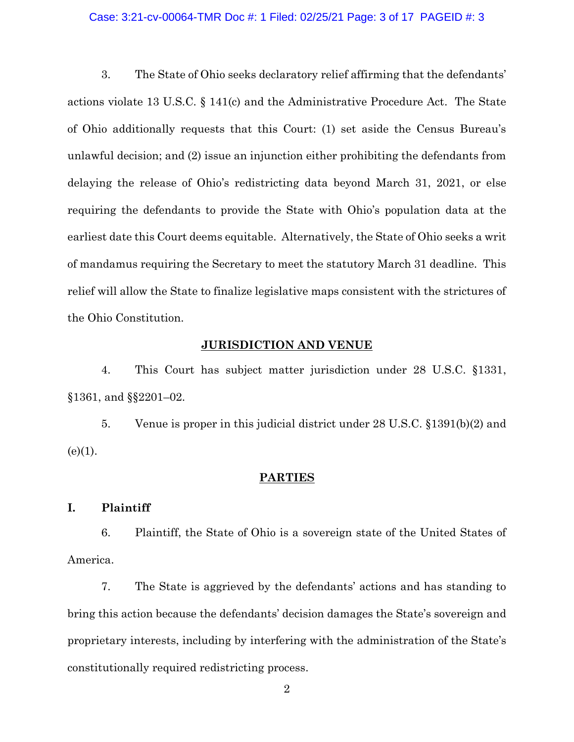3. The State of Ohio seeks declaratory relief affirming that the defendants' actions violate 13 U.S.C. § 141(c) and the Administrative Procedure Act. The State of Ohio additionally requests that this Court: (1) set aside the Census Bureau's unlawful decision; and (2) issue an injunction either prohibiting the defendants from delaying the release of Ohio's redistricting data beyond March 31, 2021, or else requiring the defendants to provide the State with Ohio's population data at the earliest date this Court deems equitable. Alternatively, the State of Ohio seeks a writ of mandamus requiring the Secretary to meet the statutory March 31 deadline. This relief will allow the State to finalize legislative maps consistent with the strictures of the Ohio Constitution.

## JURISDICTION AND VENUE

4. This Court has subject matter jurisdiction under 28 U.S.C. §1331, §1361, and §§2201–02.

5. Venue is proper in this judicial district under 28 U.S.C. §1391(b)(2) and (e)(1).

## PARTIES

### I. Plaintiff

6. Plaintiff, the State of Ohio is a sovereign state of the United States of America.

7. The State is aggrieved by the defendants' actions and has standing to bring this action because the defendants' decision damages the State's sovereign and proprietary interests, including by interfering with the administration of the State's constitutionally required redistricting process.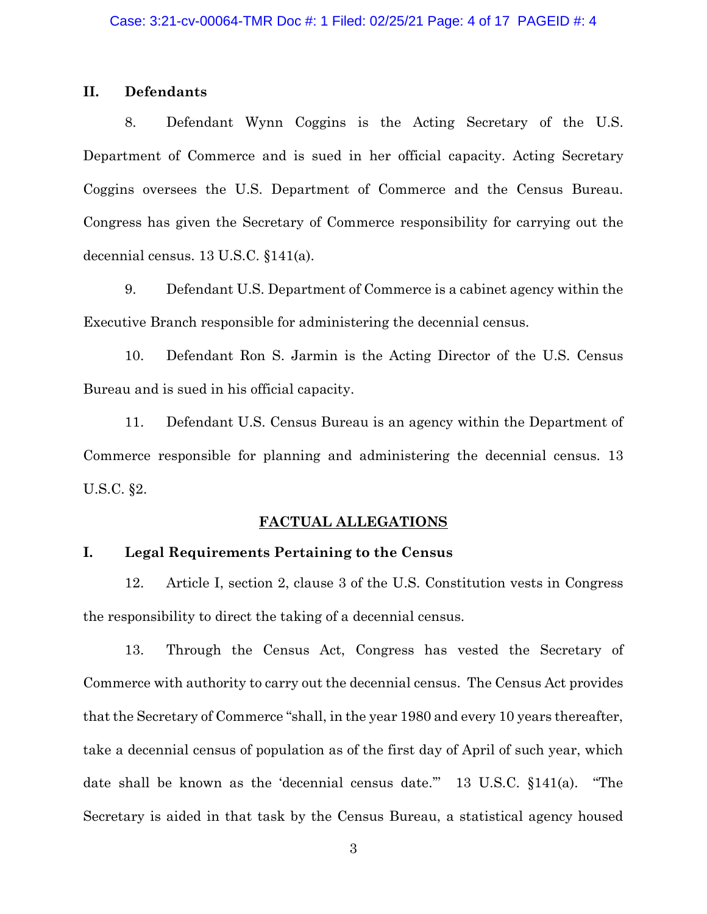## II. Defendants

8. Defendant Wynn Coggins is the Acting Secretary of the U.S. Department of Commerce and is sued in her official capacity. Acting Secretary Coggins oversees the U.S. Department of Commerce and the Census Bureau. Congress has given the Secretary of Commerce responsibility for carrying out the decennial census. 13 U.S.C. §141(a).

9. Defendant U.S. Department of Commerce is a cabinet agency within the Executive Branch responsible for administering the decennial census.

10. Defendant Ron S. Jarmin is the Acting Director of the U.S. Census Bureau and is sued in his official capacity.

11. Defendant U.S. Census Bureau is an agency within the Department of Commerce responsible for planning and administering the decennial census. 13 U.S.C. §2.

# FACTUAL ALLEGATIONS

## I. Legal Requirements Pertaining to the Census

12. Article I, section 2, clause 3 of the U.S. Constitution vests in Congress the responsibility to direct the taking of a decennial census.

13. Through the Census Act, Congress has vested the Secretary of Commerce with authority to carry out the decennial census. The Census Act provides that the Secretary of Commerce "shall, in the year 1980 and every 10 years thereafter, take a decennial census of population as of the first day of April of such year, which date shall be known as the 'decennial census date.'" 13 U.S.C. §141(a). "The Secretary is aided in that task by the Census Bureau, a statistical agency housed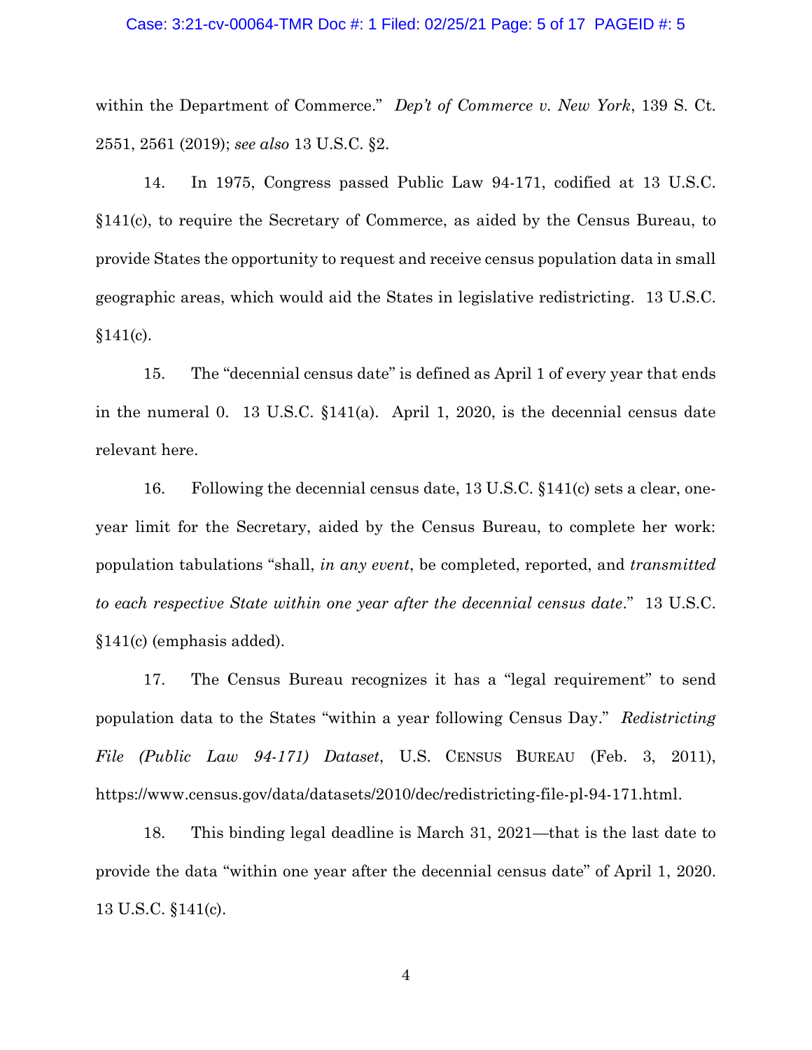within the Department of Commerce." *Dep't of Commerce v. New York*, 139 S. Ct. 2551, 2561 (2019); *see also* 13 U.S.C. §2.

14. In 1975, Congress passed Public Law 94-171, codified at 13 U.S.C. §141(c), to require the Secretary of Commerce, as aided by the Census Bureau, to provide States the opportunity to request and receive census population data in small geographic areas, which would aid the States in legislative redistricting. 13 U.S.C. §141(c).

15. The "decennial census date" is defined as April 1 of every year that ends in the numeral 0. 13 U.S.C. §141(a). April 1, 2020, is the decennial census date relevant here.

16. Following the decennial census date, 13 U.S.C. §141(c) sets a clear, one-year limit for the Secretary, aided by the Census Bureau, to complete her work: population tabulations "shall, *in any event*, be completed, reported, and *transmitted to each respective State within one year after the decennial census date*." 13 U.S.C. §141(c) (emphasis added).

17. The Census Bureau recognizes it has a "legal requirement" to send population data to the States "within a year following Census Day." *Redistricting File (Public Law 94-171) Dataset*, U.S. CENSUS BUREAU (Feb. 3, 2011), https://www.census.gov/data/datasets/2010/dec/redistricting-file-pl-94-171.html.

18. This binding legal deadline is March 31, 2021—that is the last date to provide the data "within one year after the decennial census date" of April 1, 2020. 13 U.S.C. §141(c).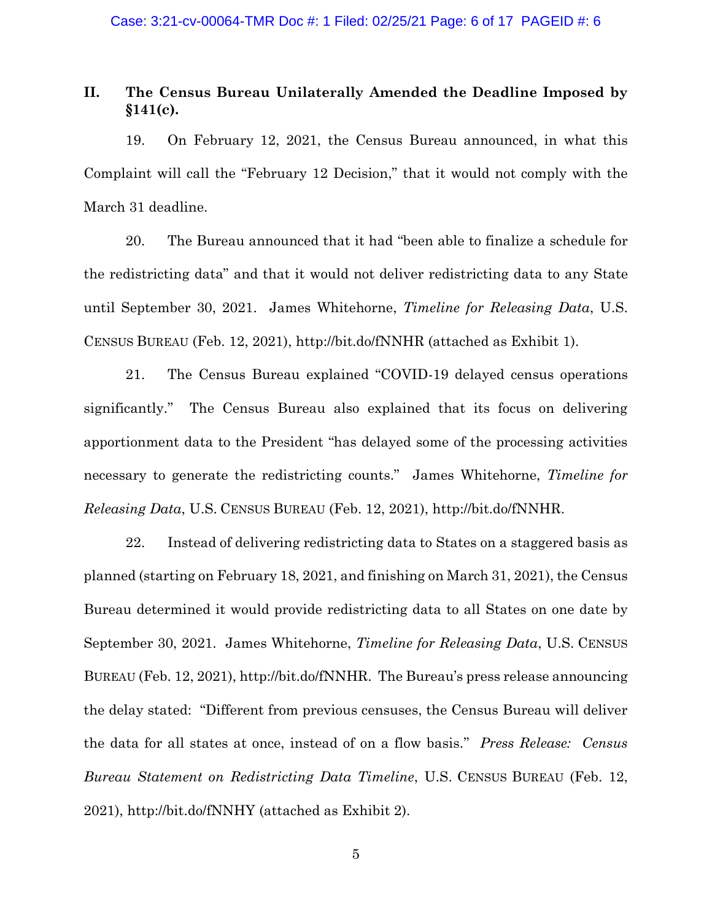## II. The Census Bureau Unilaterally Amended the Deadline Imposed by §141(c).

19. On February 12, 2021, the Census Bureau announced, in what this Complaint will call the "February 12 Decision," that it would not comply with the March 31 deadline.

20. The Bureau announced that it had "been able to finalize a schedule for the redistricting data" and that it would not deliver redistricting data to any State until September 30, 2021. James Whitehorne, *Timeline for Releasing Data*, U.S. CENSUS BUREAU (Feb. 12, 2021), http://bit.do/fNNHR (attached as Exhibit 1).

21. The Census Bureau explained "COVID-19 delayed census operations significantly." The Census Bureau also explained that its focus on delivering apportionment data to the President "has delayed some of the processing activities necessary to generate the redistricting counts." James Whitehorne, *Timeline for Releasing Data*, U.S. CENSUS BUREAU (Feb. 12, 2021), http://bit.do/fNNHR.

22. Instead of delivering redistricting data to States on a staggered basis as planned (starting on February 18, 2021, and finishing on March 31, 2021), the Census Bureau determined it would provide redistricting data to all States on one date by September 30, 2021. James Whitehorne, *Timeline for Releasing Data*, U.S. CENSUS BUREAU (Feb. 12, 2021), http://bit.do/fNNHR. The Bureau's press release announcing the delay stated: "Different from previous censuses, the Census Bureau will deliver the data for all states at once, instead of on a flow basis." *Press Release: Census Bureau Statement on Redistricting Data Timeline*, U.S. CENSUS BUREAU (Feb. 12, 2021), http://bit.do/fNNHY (attached as Exhibit 2).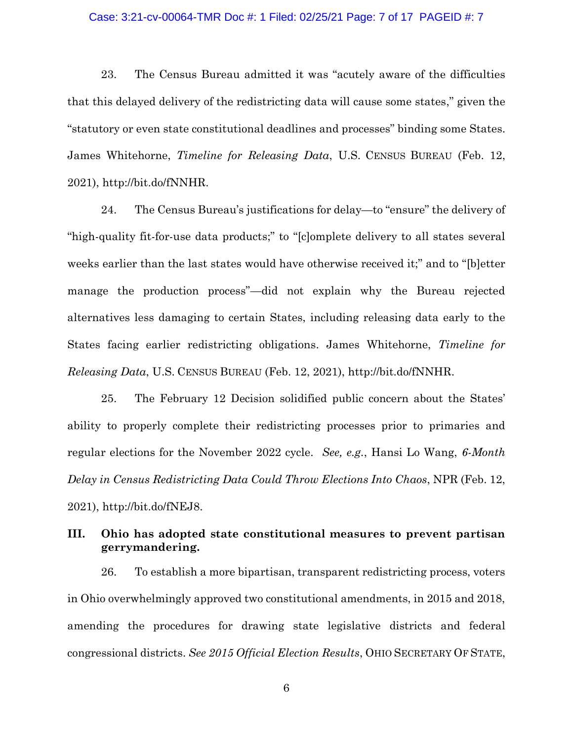23. The Census Bureau admitted it was "acutely aware of the difficulties that this delayed delivery of the redistricting data will cause some states," given the "statutory or even state constitutional deadlines and processes" binding some States. James Whitehorne, *Timeline for Releasing Data*, U.S. CENSUS BUREAU (Feb. 12, 2021), http://bit.do/fNNHR.

24. The Census Bureau's justifications for delay—to "ensure" the delivery of "high-quality fit-for-use data products;" to "[c]omplete delivery to all states several weeks earlier than the last states would have otherwise received it;" and to "[b]etter manage the production process"—did not explain why the Bureau rejected alternatives less damaging to certain States, including releasing data early to the States facing earlier redistricting obligations. James Whitehorne, *Timeline for Releasing Data*, U.S. CENSUS BUREAU (Feb. 12, 2021), http://bit.do/fNNHR.

25. The February 12 Decision solidified public concern about the States' ability to properly complete their redistricting processes prior to primaries and regular elections for the November 2022 cycle. *See, e.g.*, Hansi Lo Wang, *6-Month Delay in Census Redistricting Data Could Throw Elections Into Chaos*, NPR (Feb. 12, 2021), http://bit.do/fNEJ8.

## III. Ohio has adopted state constitutional measures to prevent partisan gerrymandering.

26. To establish a more bipartisan, transparent redistricting process, voters in Ohio overwhelmingly approved two constitutional amendments, in 2015 and 2018, amending the procedures for drawing state legislative districts and federal congressional districts. *See 2015 Official Election Results*, OHIO SECRETARY OF STATE,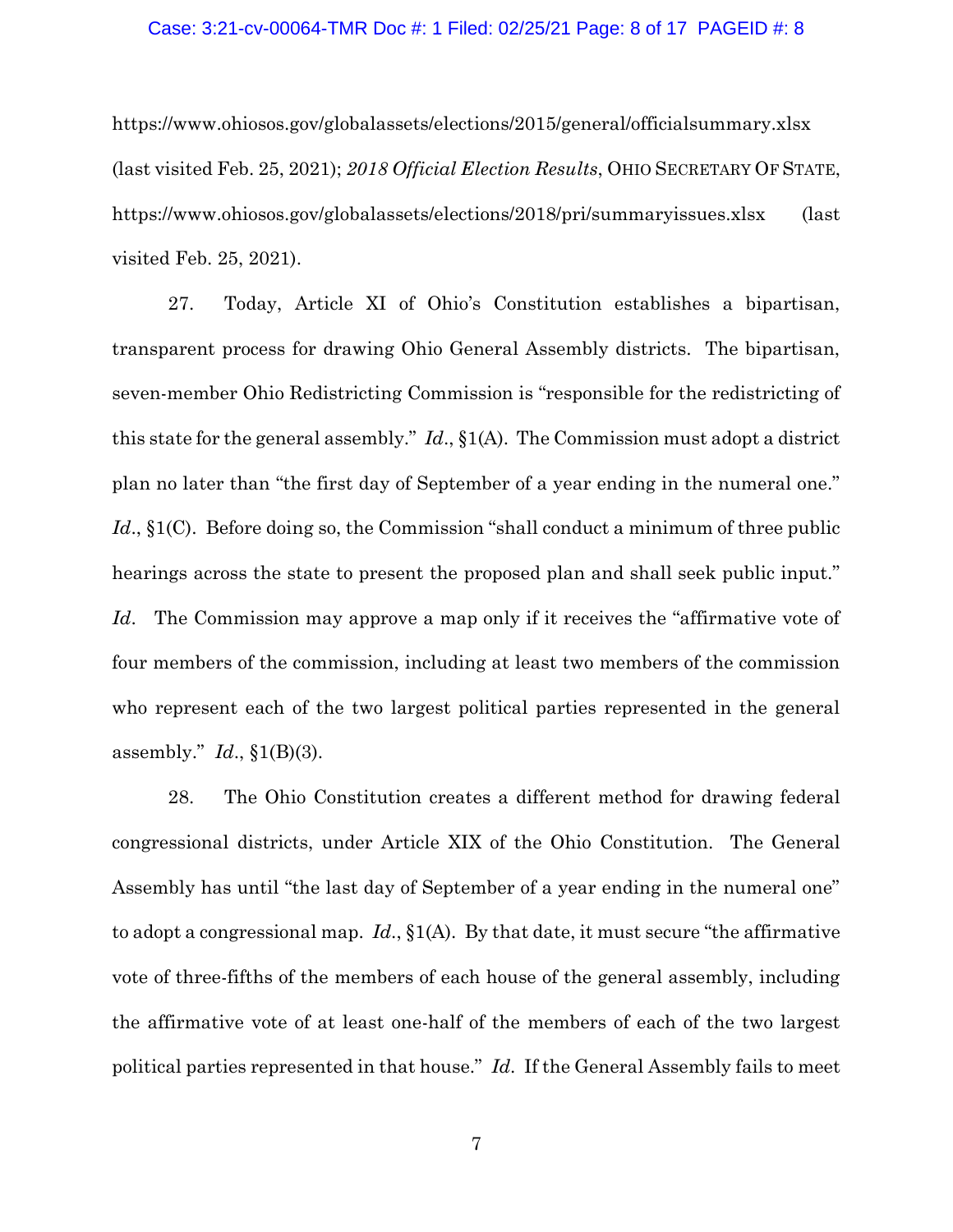https://www.ohiosos.gov/globalassets/elections/2015/general/officialsummary.xlsx (last visited Feb. 25, 2021); *2018 Official Election Results*, OHIO SECRETARY OF STATE, https://www.ohiosos.gov/globalassets/elections/2018/pri/summaryissues.xlsx (last visited Feb. 25, 2021).

27. Today, Article XI of Ohio's Constitution establishes a bipartisan, transparent process for drawing Ohio General Assembly districts. The bipartisan, seven-member Ohio Redistricting Commission is "responsible for the redistricting of this state for the general assembly." *Id*., §1(A). The Commission must adopt a district plan no later than "the first day of September of a year ending in the numeral one." *Id*., §1(C). Before doing so, the Commission "shall conduct a minimum of three public hearings across the state to present the proposed plan and shall seek public input." *Id*. The Commission may approve a map only if it receives the "affirmative vote of four members of the commission, including at least two members of the commission who represent each of the two largest political parties represented in the general assembly." *Id*., §1(B)(3).

28. The Ohio Constitution creates a different method for drawing federal congressional districts, under Article XIX of the Ohio Constitution. The General Assembly has until "the last day of September of a year ending in the numeral one" to adopt a congressional map. *Id*., §1(A). By that date, it must secure "the affirmative vote of three-fifths of the members of each house of the general assembly, including the affirmative vote of at least one-half of the members of each of the two largest political parties represented in that house." *Id*. If the General Assembly fails to meet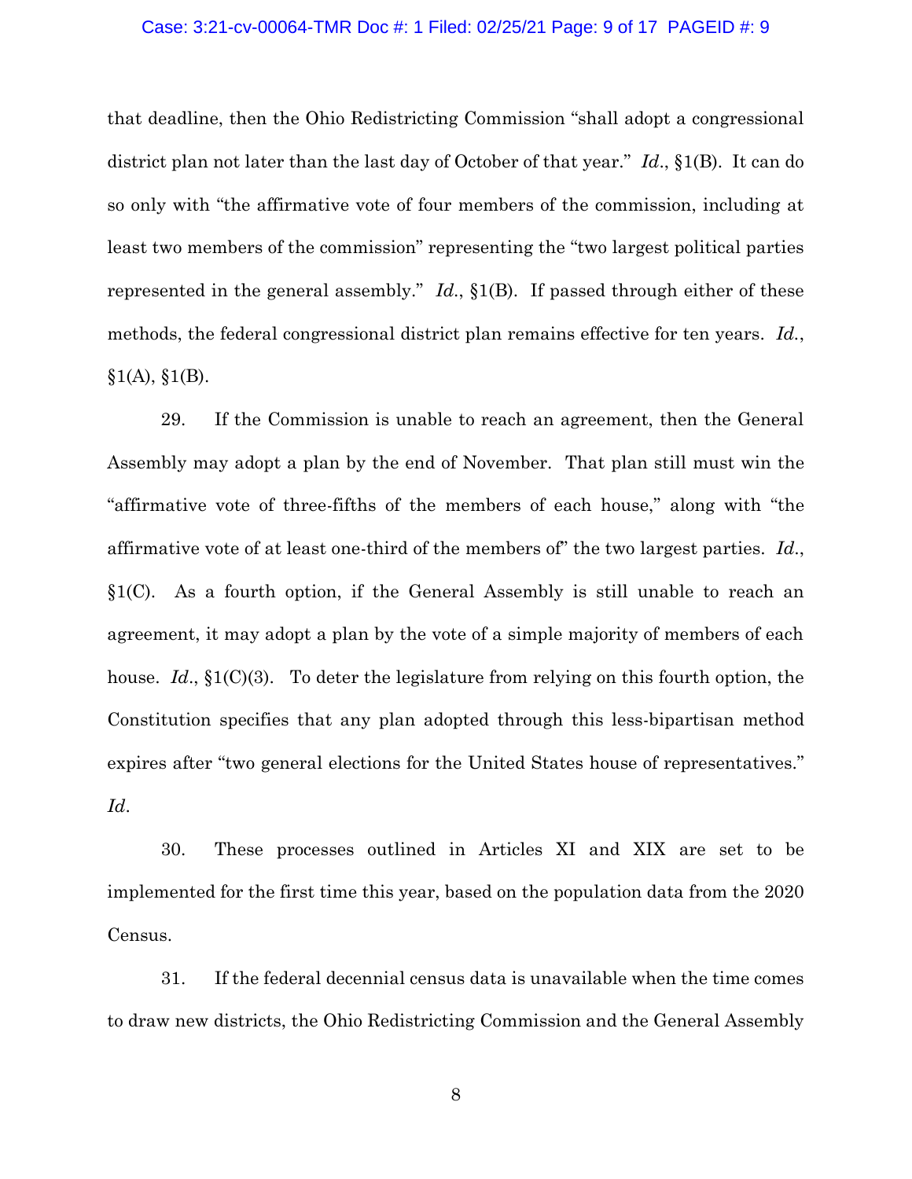that deadline, then the Ohio Redistricting Commission "shall adopt a congressional district plan not later than the last day of October of that year." *Id*., §1(B). It can do so only with "the affirmative vote of four members of the commission, including at least two members of the commission" representing the "two largest political parties represented in the general assembly." *Id*., §1(B). If passed through either of these methods, the federal congressional district plan remains effective for ten years. *Id*., §1(A), §1(B).

29. If the Commission is unable to reach an agreement, then the General Assembly may adopt a plan by the end of November. That plan still must win the "affirmative vote of three-fifths of the members of each house," along with "the affirmative vote of at least one-third of the members of" the two largest parties. *Id*., §1(C). As a fourth option, if the General Assembly is still unable to reach an agreement, it may adopt a plan by the vote of a simple majority of members of each house. *Id*., §1(C)(3). To deter the legislature from relying on this fourth option, the Constitution specifies that any plan adopted through this less-bipartisan method expires after "two general elections for the United States house of representatives." *Id*.

30. These processes outlined in Articles XI and XIX are set to be implemented for the first time this year, based on the population data from the 2020 Census.

31. If the federal decennial census data is unavailable when the time comes to draw new districts, the Ohio Redistricting Commission and the General Assembly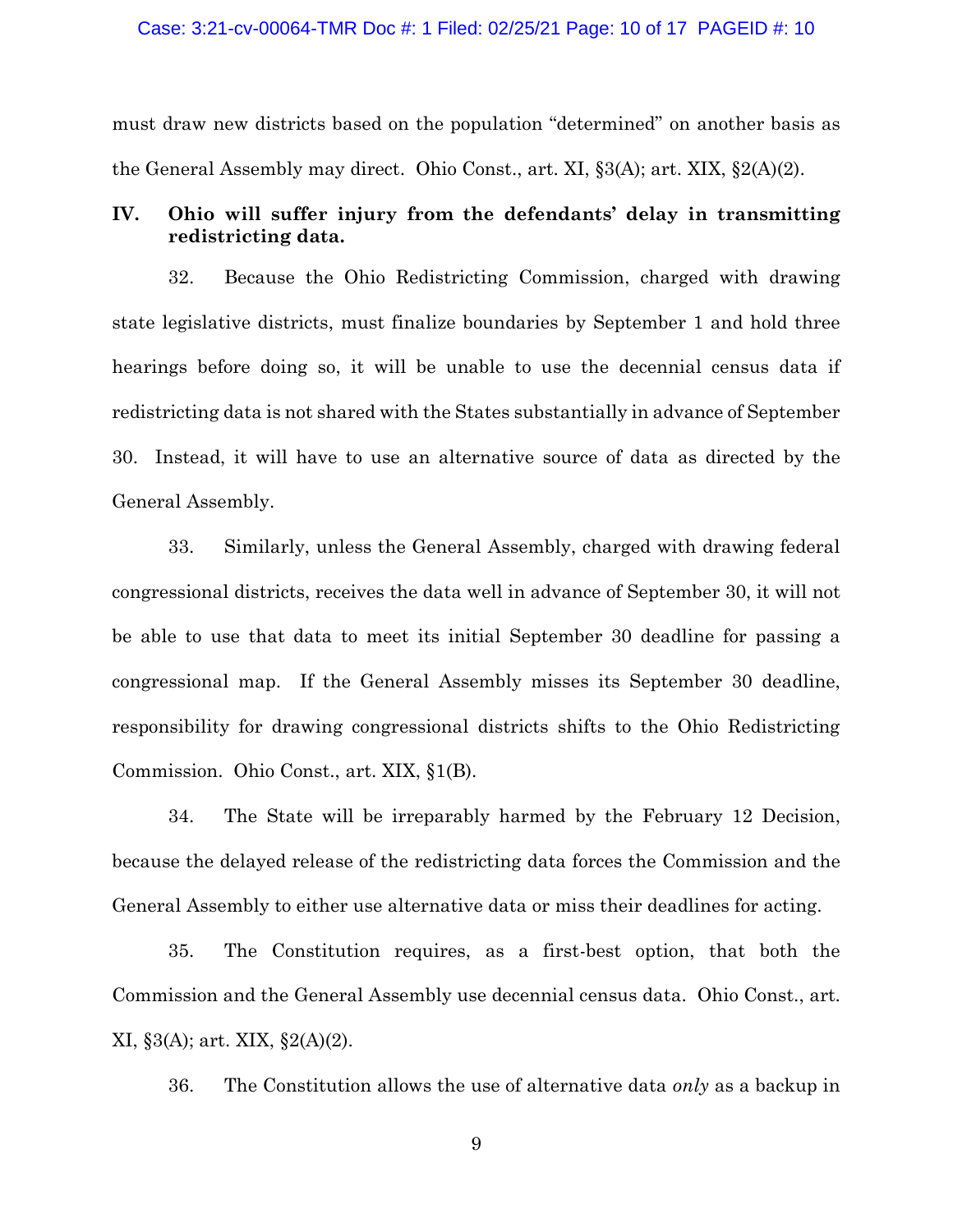must draw new districts based on the population "determined" on another basis as the General Assembly may direct. Ohio Const., art. XI, §3(A); art. XIX, §2(A)(2).

## IV. Ohio will suffer injury from the defendants' delay in transmitting redistricting data.

32. Because the Ohio Redistricting Commission, charged with drawing state legislative districts, must finalize boundaries by September 1 and hold three hearings before doing so, it will be unable to use the decennial census data if redistricting data is not shared with the States substantially in advance of September 30. Instead, it will have to use an alternative source of data as directed by the General Assembly.

33. Similarly, unless the General Assembly, charged with drawing federal congressional districts, receives the data well in advance of September 30, it will not be able to use that data to meet its initial September 30 deadline for passing a congressional map. If the General Assembly misses its September 30 deadline, responsibility for drawing congressional districts shifts to the Ohio Redistricting Commission. Ohio Const., art. XIX, §1(B).

34. The State will be irreparably harmed by the February 12 Decision, because the delayed release of the redistricting data forces the Commission and the General Assembly to either use alternative data or miss their deadlines for acting.

35. The Constitution requires, as a first-best option, that both the Commission and the General Assembly use decennial census data. Ohio Const., art. XI, §3(A); art. XIX, §2(A)(2).

36. The Constitution allows the use of alternative data *only* as a backup in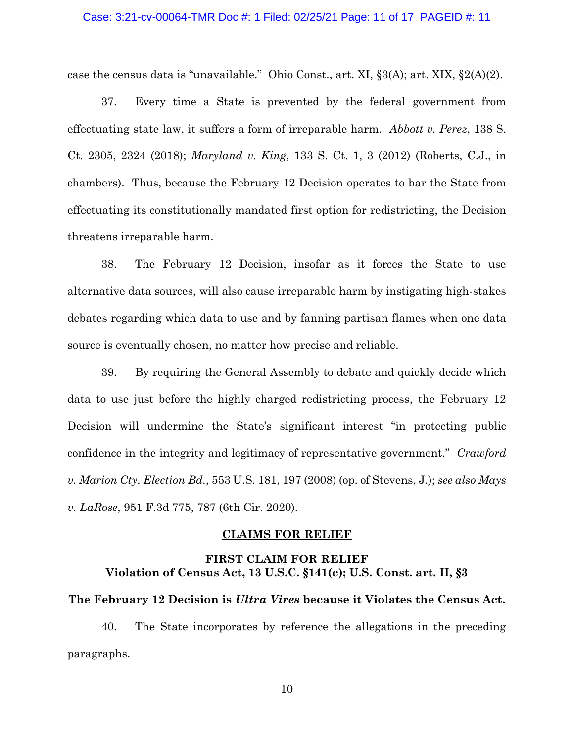case the census data is "unavailable." Ohio Const., art. XI, §3(A); art. XIX, §2(A)(2).

37. Every time a State is prevented by the federal government from effectuating state law, it suffers a form of irreparable harm. *Abbott v. Perez*, 138 S. Ct. 2305, 2324 (2018); *Maryland v. King*, 133 S. Ct. 1, 3 (2012) (Roberts, C.J., in chambers). Thus, because the February 12 Decision operates to bar the State from effectuating its constitutionally mandated first option for redistricting, the Decision threatens irreparable harm.

38. The February 12 Decision, insofar as it forces the State to use alternative data sources, will also cause irreparable harm by instigating high-stakes debates regarding which data to use and by fanning partisan flames when one data source is eventually chosen, no matter how precise and reliable.

39. By requiring the General Assembly to debate and quickly decide which data to use just before the highly charged redistricting process, the February 12 Decision will undermine the State's significant interest "in protecting public confidence in the integrity and legitimacy of representative government." *Crawford v. Marion Cty. Election Bd.*, 553 U.S. 181, 197 (2008) (op. of Stevens, J.); *see also Mays v. LaRose*, 951 F.3d 775, 787 (6th Cir. 2020).

## CLAIMS FOR RELIEF

### FIRST CLAIM FOR RELIEF
### Violation of Census Act, 13 U.S.C. §141(c); U.S. Const. art. II, §3

**The February 12 Decision is *Ultra Vires* because it Violates the Census Act.**

40. The State incorporates by reference the allegations in the preceding paragraphs.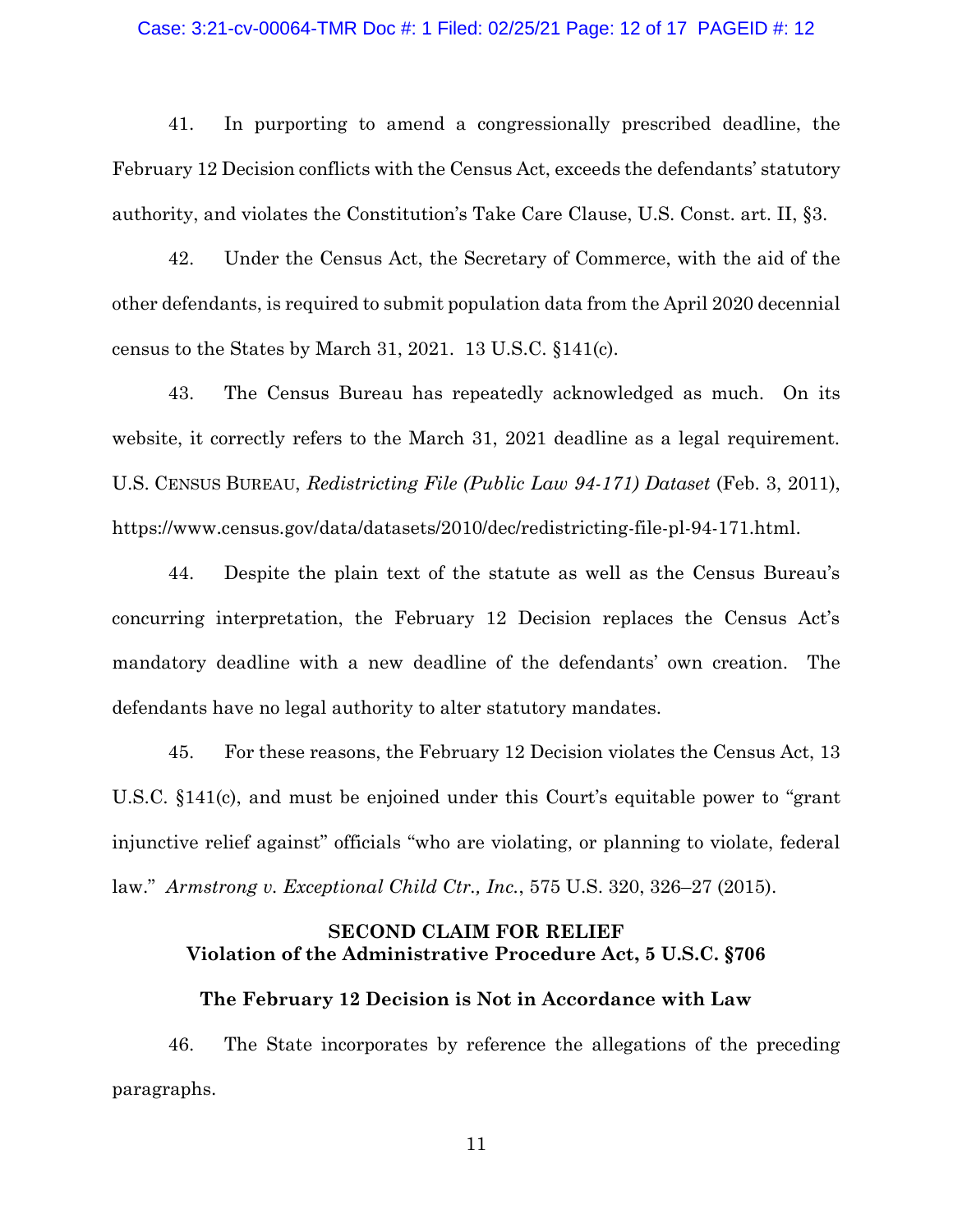41. In purporting to amend a congressionally prescribed deadline, the February 12 Decision conflicts with the Census Act, exceeds the defendants' statutory authority, and violates the Constitution's Take Care Clause, U.S. Const. art. II, §3.

42. Under the Census Act, the Secretary of Commerce, with the aid of the other defendants, is required to submit population data from the April 2020 decennial census to the States by March 31, 2021. 13 U.S.C. §141(c).

43. The Census Bureau has repeatedly acknowledged as much. On its website, it correctly refers to the March 31, 2021 deadline as a legal requirement. U.S. CENSUS BUREAU, *Redistricting File (Public Law 94-171) Dataset* (Feb. 3, 2011), https://www.census.gov/data/datasets/2010/dec/redistricting-file-pl-94-171.html.

44. Despite the plain text of the statute as well as the Census Bureau's concurring interpretation, the February 12 Decision replaces the Census Act's mandatory deadline with a new deadline of the defendants' own creation. The defendants have no legal authority to alter statutory mandates.

45. For these reasons, the February 12 Decision violates the Census Act, 13 U.S.C. §141(c), and must be enjoined under this Court's equitable power to "grant injunctive relief against" officials "who are violating, or planning to violate, federal law." *Armstrong v. Exceptional Child Ctr., Inc.*, 575 U.S. 320, 326–27 (2015).

## SECOND CLAIM FOR RELIEF
## Violation of the Administrative Procedure Act, 5 U.S.C. §706

### The February 12 Decision is Not in Accordance with Law

46. The State incorporates by reference the allegations of the preceding paragraphs.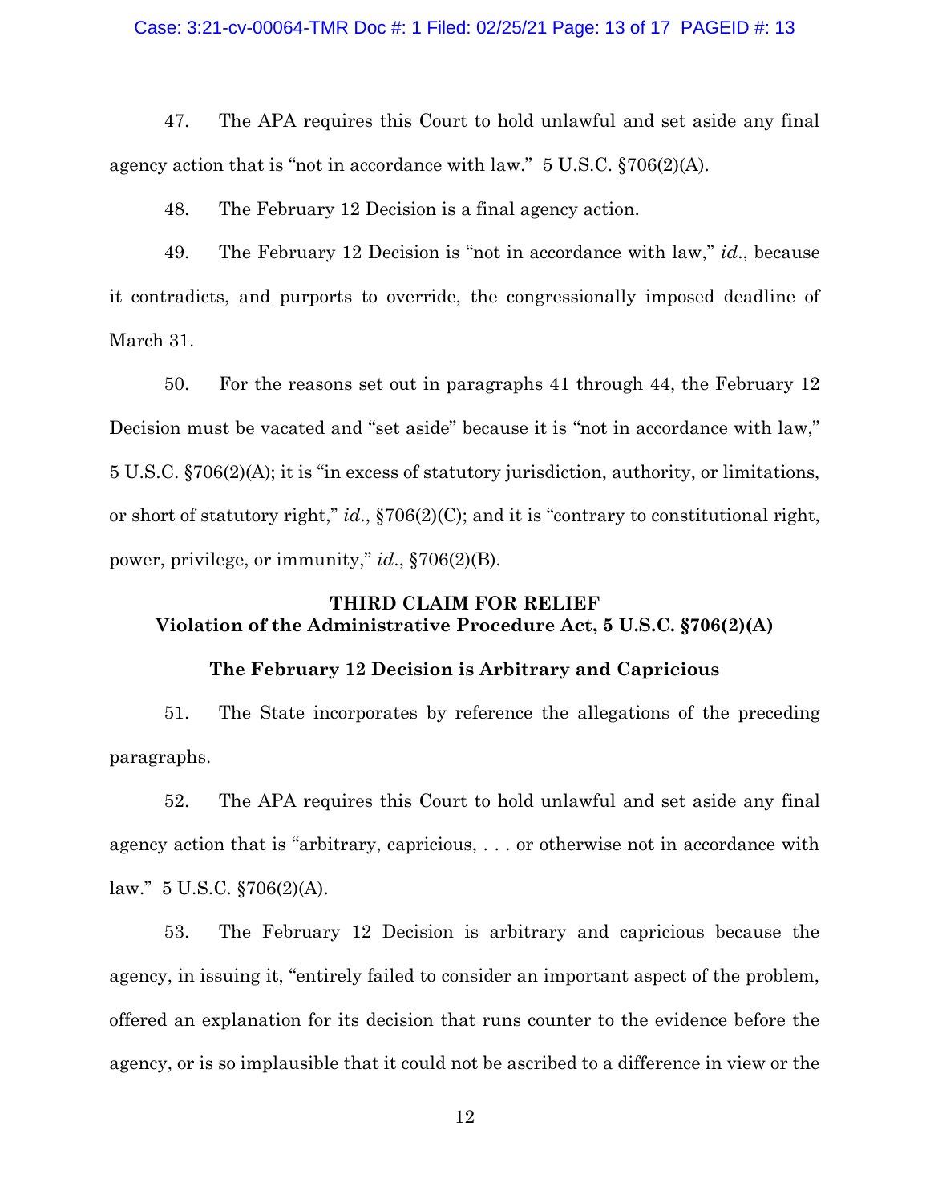47. The APA requires this Court to hold unlawful and set aside any final agency action that is "not in accordance with law." 5 U.S.C. §706(2)(A).

48. The February 12 Decision is a final agency action.

49. The February 12 Decision is "not in accordance with law," *id.*, because it contradicts, and purports to override, the congressionally imposed deadline of March 31.

50. For the reasons set out in paragraphs 41 through 44, the February 12 Decision must be vacated and "set aside" because it is "not in accordance with law," 5 U.S.C. §706(2)(A); it is "in excess of statutory jurisdiction, authority, or limitations, or short of statutory right," *id.*, §706(2)(C); and it is "contrary to constitutional right, power, privilege, or immunity," *id.*, §706(2)(B).

## THIRD CLAIM FOR RELIEF
## Violation of the Administrative Procedure Act, 5 U.S.C. §706(2)(A)

### The February 12 Decision is Arbitrary and Capricious

51. The State incorporates by reference the allegations of the preceding paragraphs.

52. The APA requires this Court to hold unlawful and set aside any final agency action that is "arbitrary, capricious, . . . or otherwise not in accordance with law." 5 U.S.C. §706(2)(A).

53. The February 12 Decision is arbitrary and capricious because the agency, in issuing it, "entirely failed to consider an important aspect of the problem, offered an explanation for its decision that runs counter to the evidence before the agency, or is so implausible that it could not be ascribed to a difference in view or the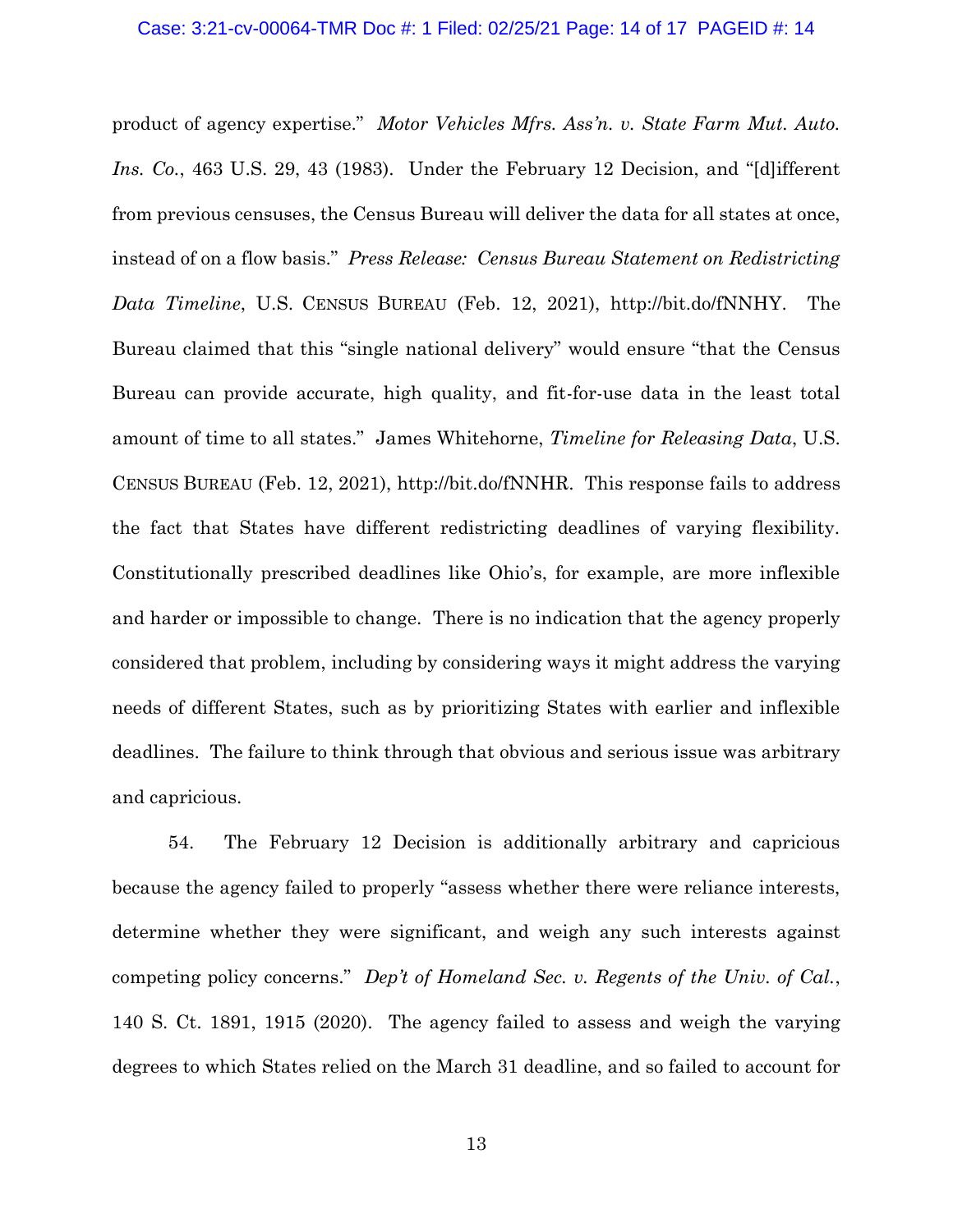product of agency expertise." *Motor Vehicles Mfrs. Ass'n. v. State Farm Mut. Auto. Ins. Co.*, 463 U.S. 29, 43 (1983). Under the February 12 Decision, and "[d]ifferent from previous censuses, the Census Bureau will deliver the data for all states at once, instead of on a flow basis." *Press Release: Census Bureau Statement on Redistricting Data Timeline*, U.S. CENSUS BUREAU (Feb. 12, 2021), http://bit.do/fNNHY. The Bureau claimed that this "single national delivery" would ensure "that the Census Bureau can provide accurate, high quality, and fit-for-use data in the least total amount of time to all states." James Whitehorne, *Timeline for Releasing Data*, U.S. CENSUS BUREAU (Feb. 12, 2021), http://bit.do/fNNHR. This response fails to address the fact that States have different redistricting deadlines of varying flexibility. Constitutionally prescribed deadlines like Ohio's, for example, are more inflexible and harder or impossible to change. There is no indication that the agency properly considered that problem, including by considering ways it might address the varying needs of different States, such as by prioritizing States with earlier and inflexible deadlines. The failure to think through that obvious and serious issue was arbitrary and capricious.

54. The February 12 Decision is additionally arbitrary and capricious because the agency failed to properly "assess whether there were reliance interests, determine whether they were significant, and weigh any such interests against competing policy concerns." *Dep't of Homeland Sec. v. Regents of the Univ. of Cal.*, 140 S. Ct. 1891, 1915 (2020). The agency failed to assess and weigh the varying degrees to which States relied on the March 31 deadline, and so failed to account for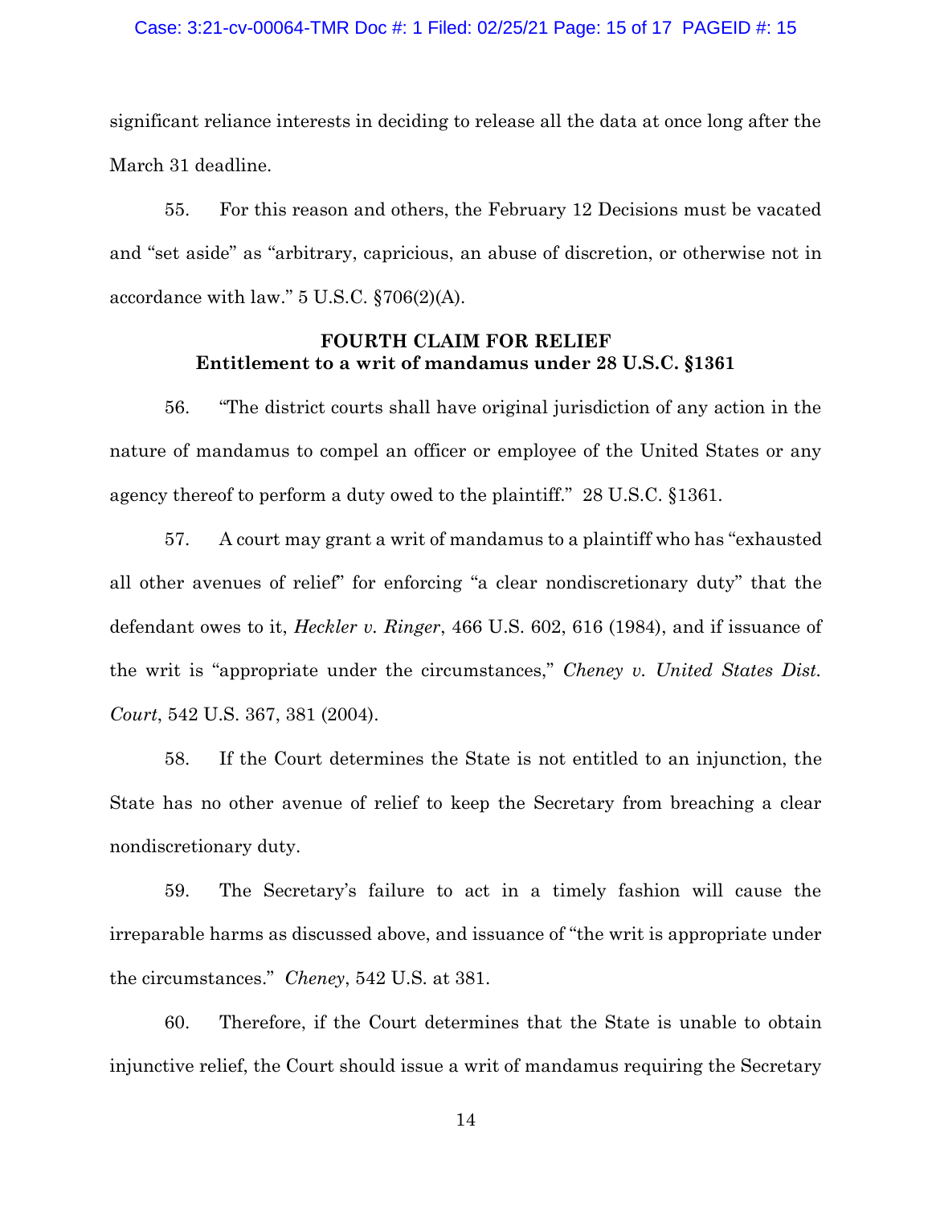significant reliance interests in deciding to release all the data at once long after the March 31 deadline.

55. For this reason and others, the February 12 Decisions must be vacated and "set aside" as "arbitrary, capricious, an abuse of discretion, or otherwise not in accordance with law." 5 U.S.C. §706(2)(A).

**FOURTH CLAIM FOR RELIEF**
**Entitlement to a writ of mandamus under 28 U.S.C. §1361**

56. "The district courts shall have original jurisdiction of any action in the nature of mandamus to compel an officer or employee of the United States or any agency thereof to perform a duty owed to the plaintiff." 28 U.S.C. §1361.

57. A court may grant a writ of mandamus to a plaintiff who has "exhausted all other avenues of relief" for enforcing "a clear nondiscretionary duty" that the defendant owes to it, *Heckler v. Ringer*, 466 U.S. 602, 616 (1984), and if issuance of the writ is "appropriate under the circumstances," *Cheney v. United States Dist. Court*, 542 U.S. 367, 381 (2004).

58. If the Court determines the State is not entitled to an injunction, the State has no other avenue of relief to keep the Secretary from breaching a clear nondiscretionary duty.

59. The Secretary's failure to act in a timely fashion will cause the irreparable harms as discussed above, and issuance of "the writ is appropriate under the circumstances." *Cheney*, 542 U.S. at 381.

60. Therefore, if the Court determines that the State is unable to obtain injunctive relief, the Court should issue a writ of mandamus requiring the Secretary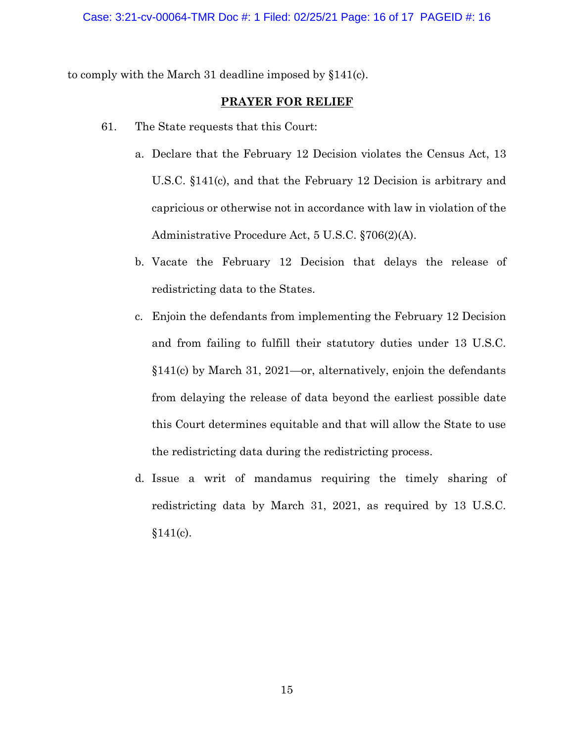to comply with the March 31 deadline imposed by §141(c).

## PRAYER FOR RELIEF

61. The State requests that this Court:

   a. Declare that the February 12 Decision violates the Census Act, 13 U.S.C. §141(c), and that the February 12 Decision is arbitrary and capricious or otherwise not in accordance with law in violation of the Administrative Procedure Act, 5 U.S.C. §706(2)(A).

   b. Vacate the February 12 Decision that delays the release of redistricting data to the States.

   c. Enjoin the defendants from implementing the February 12 Decision and from failing to fulfill their statutory duties under 13 U.S.C. §141(c) by March 31, 2021—or, alternatively, enjoin the defendants from delaying the release of data beyond the earliest possible date this Court determines equitable and that will allow the State to use the redistricting data during the redistricting process.

   d. Issue a writ of mandamus requiring the timely sharing of redistricting data by March 31, 2021, as required by 13 U.S.C. §141(c).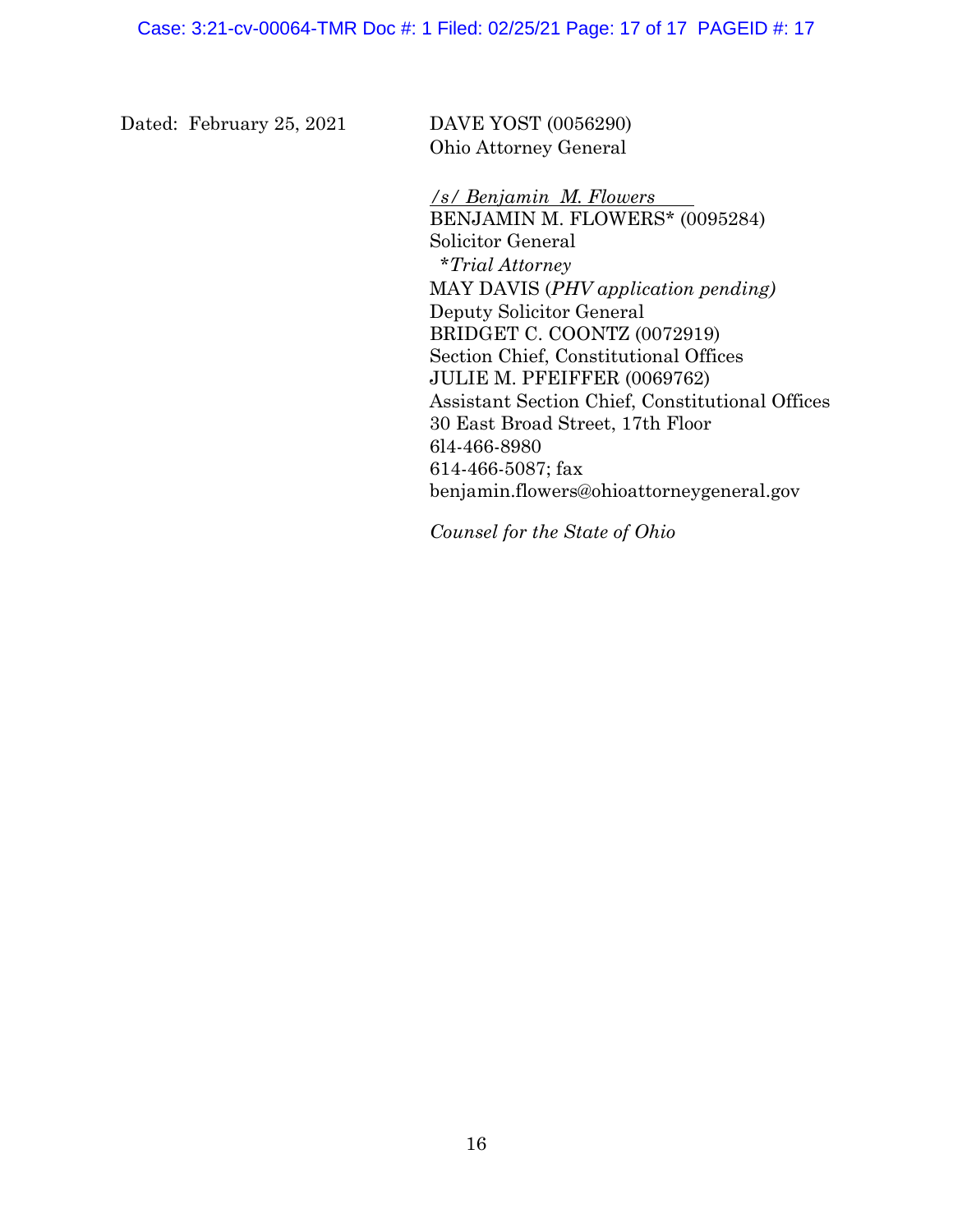Dated: February 25, 2021

DAVE YOST (0056290)
Ohio Attorney General

*/s/ Benjamin M. Flowers*
BENJAMIN M. FLOWERS* (0095284)
Solicitor General
 **Trial Attorney*
MAY DAVIS (*PHV application pending)*
Deputy Solicitor General
BRIDGET C. COONTZ (0072919)
Section Chief, Constitutional Offices
JULIE M. PFEIFFER (0069762)
Assistant Section Chief, Constitutional Offices
30 East Broad Street, 17th Floor
6l4-466-8980
614-466-5087; fax
benjamin.flowers@ohioattorneygeneral.gov

*Counsel for the State of Ohio*